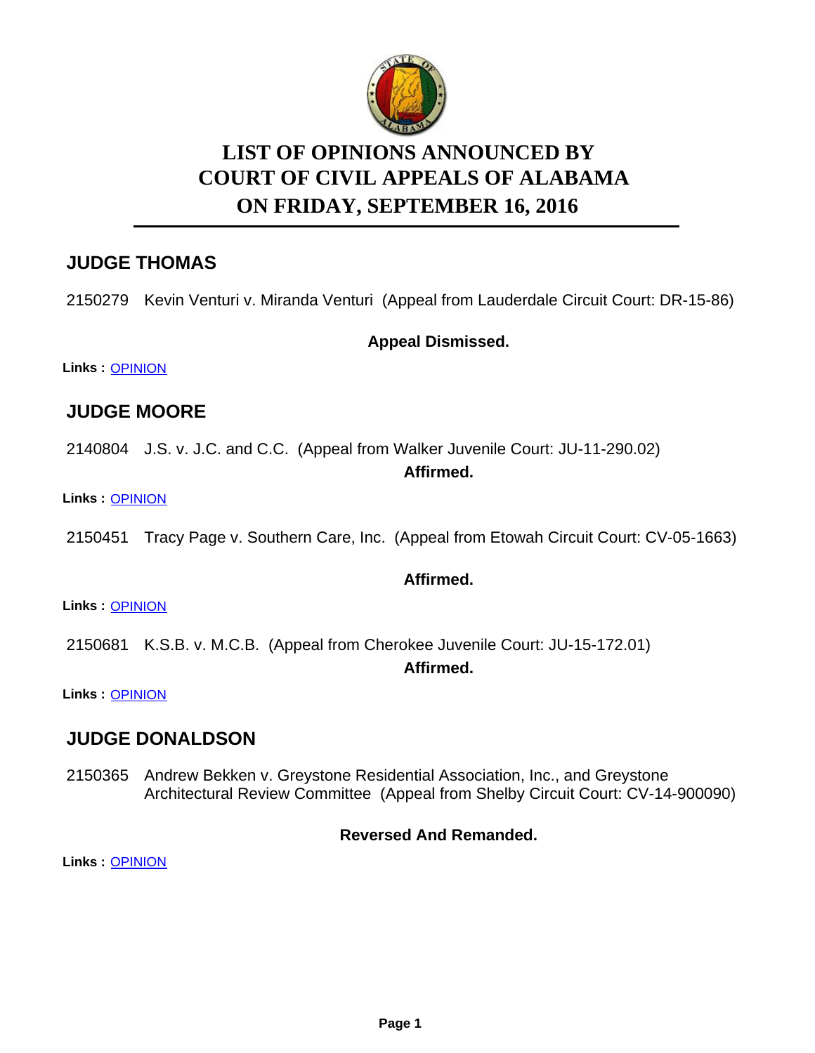# LIST OF OPINIONS ANNOUNCED BY COURT OF CIVIL APPEALS OF ALABAMA ON FRIDAY, SEPTEMBER 16, 2016

## JUDGE THOMAS

2150279 Kevin Venturi v. Miranda Venturi (Appeal from Lauderdale Circuit Court: DR-15-86)

**Appeal Dismissed.**

**Links :** OPINION

## JUDGE MOORE

2140804 J.S. v. J.C. and C.C. (Appeal from Walker Juvenile Court: JU-11-290.02)

**Affirmed.**

**Links :** OPINION

2150451 Tracy Page v. Southern Care, Inc. (Appeal from Etowah Circuit Court: CV-05-1663)

**Affirmed.**

**Links :** OPINION

2150681 K.S.B. v. M.C.B. (Appeal from Cherokee Juvenile Court: JU-15-172.01)

**Affirmed.**

**Links :** OPINION

## JUDGE DONALDSON

2150365 Andrew Bekken v. Greystone Residential Association, Inc., and Greystone Architectural Review Committee (Appeal from Shelby Circuit Court: CV-14-900090)

**Reversed And Remanded.**

**Links :** OPINION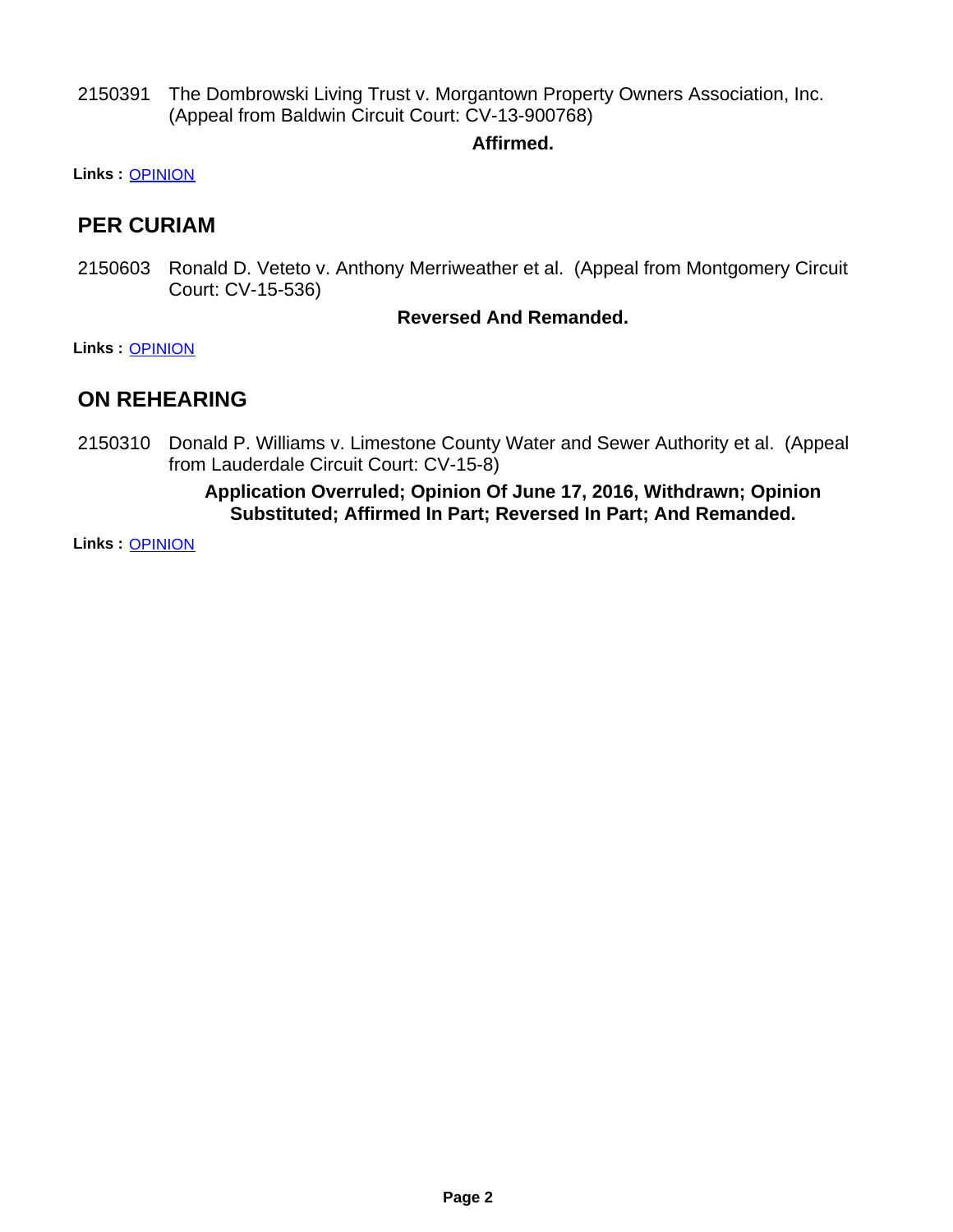2150391 The Dombrowski Living Trust v. Morgantown Property Owners Association, Inc. (Appeal from Baldwin Circuit Court: CV-13-900768)

**Affirmed.**

**Links :** OPINION

## PER CURIAM

2150603 Ronald D. Veteto v. Anthony Merriweather et al. (Appeal from Montgomery Circuit Court: CV-15-536)

**Reversed And Remanded.**

**Links :** OPINION

## ON REHEARING

2150310 Donald P. Williams v. Limestone County Water and Sewer Authority et al. (Appeal from Lauderdale Circuit Court: CV-15-8)

**Application Overruled; Opinion Of June 17, 2016, Withdrawn; Opinion Substituted; Affirmed In Part; Reversed In Part; And Remanded.**

**Links :** OPINION